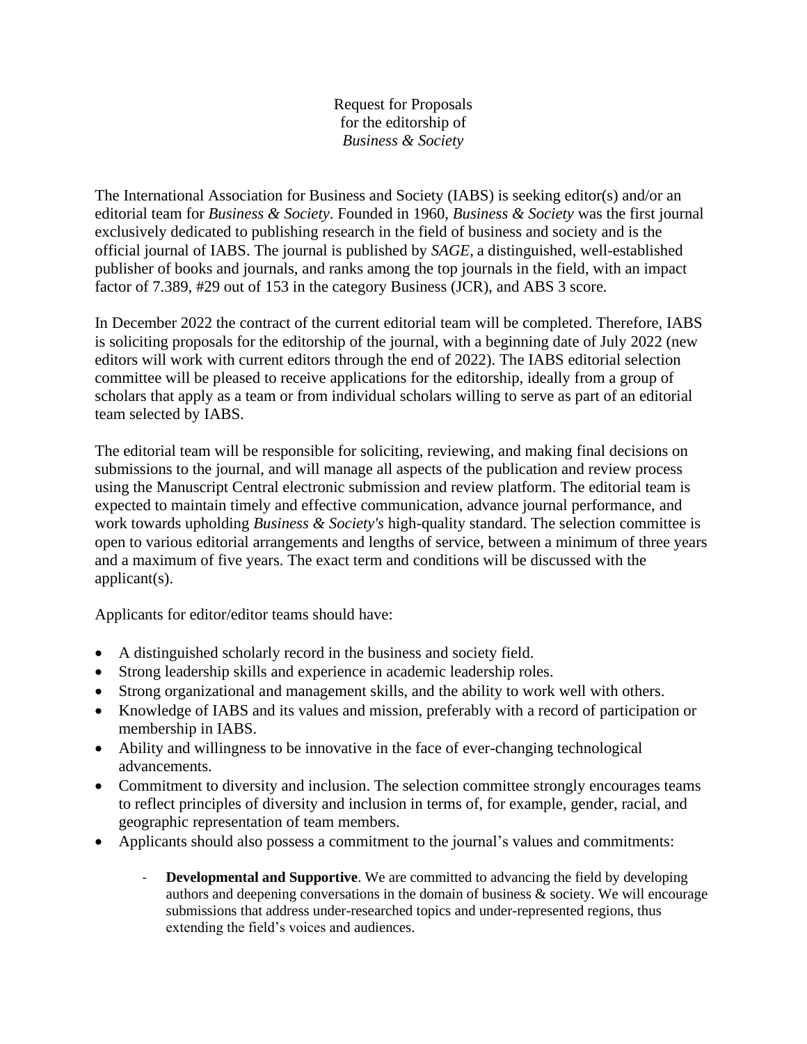Request for Proposals
for the editorship of
*Business & Society*

The International Association for Business and Society (IABS) is seeking editor(s) and/or an editorial team for *Business & Society*. Founded in 1960, *Business & Society* was the first journal exclusively dedicated to publishing research in the field of business and society and is the official journal of IABS. The journal is published by *SAGE*, a distinguished, well-established publisher of books and journals, and ranks among the top journals in the field, with an impact factor of 7.389, #29 out of 153 in the category Business (JCR), and ABS 3 score.

In December 2022 the contract of the current editorial team will be completed. Therefore, IABS is soliciting proposals for the editorship of the journal, with a beginning date of July 2022 (new editors will work with current editors through the end of 2022). The IABS editorial selection committee will be pleased to receive applications for the editorship, ideally from a group of scholars that apply as a team or from individual scholars willing to serve as part of an editorial team selected by IABS.

The editorial team will be responsible for soliciting, reviewing, and making final decisions on submissions to the journal, and will manage all aspects of the publication and review process using the Manuscript Central electronic submission and review platform. The editorial team is expected to maintain timely and effective communication, advance journal performance, and work towards upholding *Business & Society's* high-quality standard. The selection committee is open to various editorial arrangements and lengths of service, between a minimum of three years and a maximum of five years. The exact term and conditions will be discussed with the applicant(s).

Applicants for editor/editor teams should have:

- A distinguished scholarly record in the business and society field.
- Strong leadership skills and experience in academic leadership roles.
- Strong organizational and management skills, and the ability to work well with others.
- Knowledge of IABS and its values and mission, preferably with a record of participation or membership in IABS.
- Ability and willingness to be innovative in the face of ever-changing technological advancements.
- Commitment to diversity and inclusion. The selection committee strongly encourages teams to reflect principles of diversity and inclusion in terms of, for example, gender, racial, and geographic representation of team members.
- Applicants should also possess a commitment to the journal's values and commitments:
    - **Developmental and Supportive**. We are committed to advancing the field by developing authors and deepening conversations in the domain of business & society. We will encourage submissions that address under-researched topics and under-represented regions, thus extending the field's voices and audiences.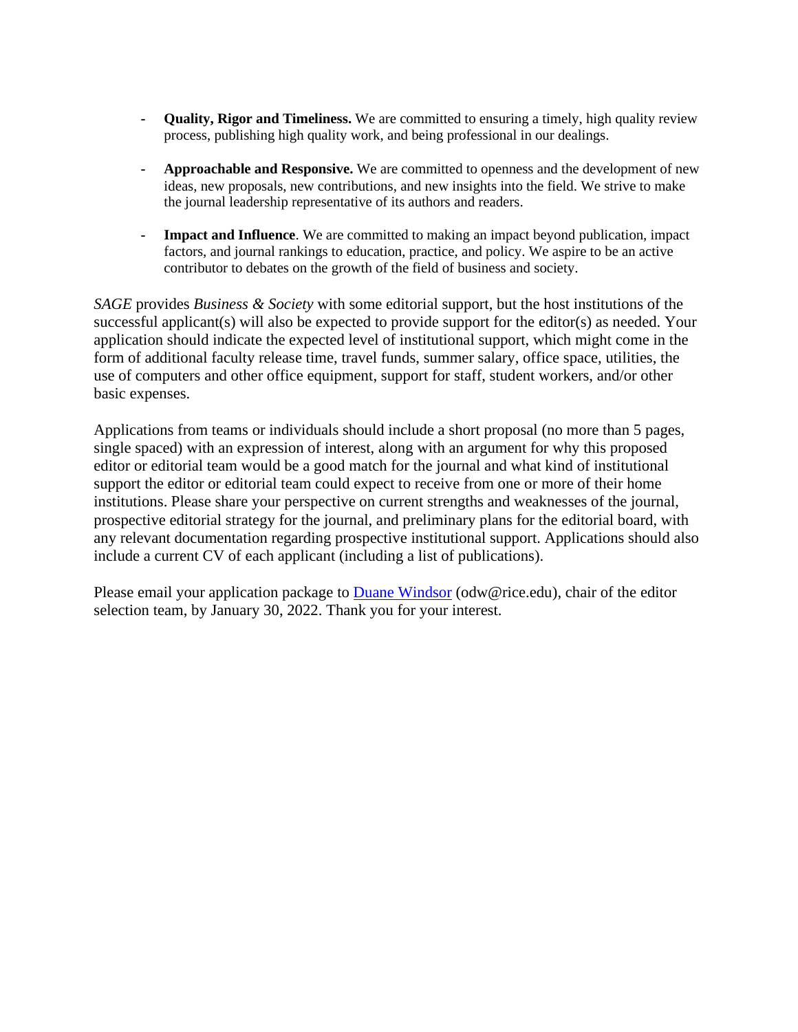- **Quality, Rigor and Timeliness.** We are committed to ensuring a timely, high quality review process, publishing high quality work, and being professional in our dealings.

- **Approachable and Responsive.** We are committed to openness and the development of new ideas, new proposals, new contributions, and new insights into the field. We strive to make the journal leadership representative of its authors and readers.

- **Impact and Influence**. We are committed to making an impact beyond publication, impact factors, and journal rankings to education, practice, and policy. We aspire to be an active contributor to debates on the growth of the field of business and society.

*SAGE* provides *Business & Society* with some editorial support, but the host institutions of the successful applicant(s) will also be expected to provide support for the editor(s) as needed. Your application should indicate the expected level of institutional support, which might come in the form of additional faculty release time, travel funds, summer salary, office space, utilities, the use of computers and other office equipment, support for staff, student workers, and/or other basic expenses.

Applications from teams or individuals should include a short proposal (no more than 5 pages, single spaced) with an expression of interest, along with an argument for why this proposed editor or editorial team would be a good match for the journal and what kind of institutional support the editor or editorial team could expect to receive from one or more of their home institutions. Please share your perspective on current strengths and weaknesses of the journal, prospective editorial strategy for the journal, and preliminary plans for the editorial board, with any relevant documentation regarding prospective institutional support. Applications should also include a current CV of each applicant (including a list of publications).

Please email your application package to Duane Windsor (odw@rice.edu), chair of the editor selection team, by January 30, 2022. Thank you for your interest.